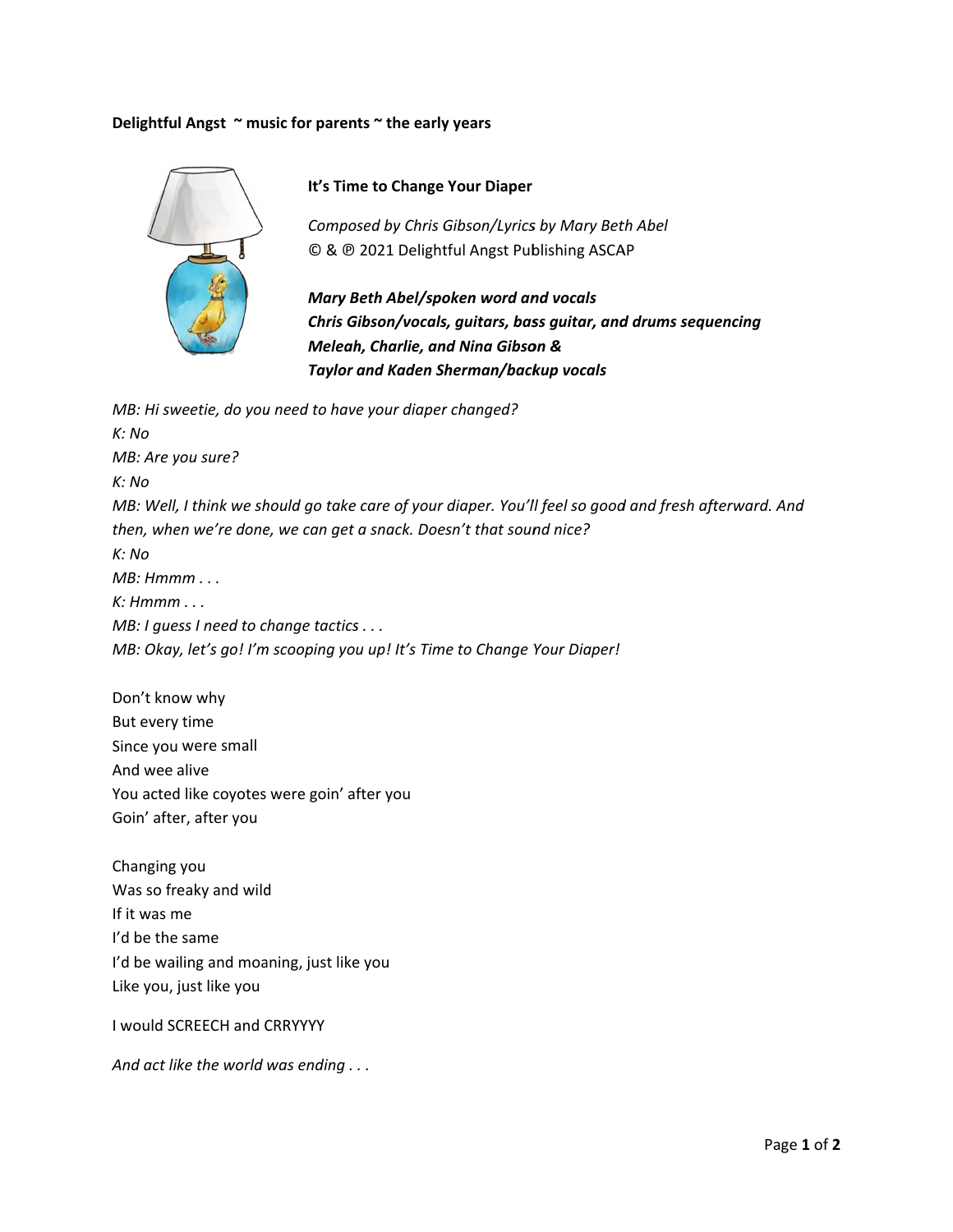**Delightful Angst ~ music for parents ~ the early years**

**It's Time to Change Your Diaper**

*Composed by Chris Gibson/Lyrics by Mary Beth Abel*
© & ℗ 2021 Delightful Angst Publishing ASCAP

***Mary Beth Abel/spoken word and vocals***
***Chris Gibson/vocals, guitars, bass guitar, and drums sequencing***
***Meleah, Charlie, and Nina Gibson &***
***Taylor and Kaden Sherman/backup vocals***

*MB: Hi sweetie, do you need to have your diaper changed?*
*K: No*
*MB: Are you sure?*
*K: No*
*MB: Well, I think we should go take care of your diaper. You'll feel so good and fresh afterward. And then, when we're done, we can get a snack. Doesn't that sound nice?*
*K: No*
*MB: Hmmm . . .*
*K: Hmmm . . .*
*MB: I guess I need to change tactics . . .*
*MB: Okay, let's go! I'm scooping you up! It's Time to Change Your Diaper!*

Don't know why
But every time
Since you were small
And wee alive
You acted like coyotes were goin' after you
Goin' after, after you

Changing you
Was so freaky and wild
If it was me
I'd be the same
I'd be wailing and moaning, just like you
Like you, just like you

I would SCREECH and CRRYYYY

*And act like the world was ending . . .*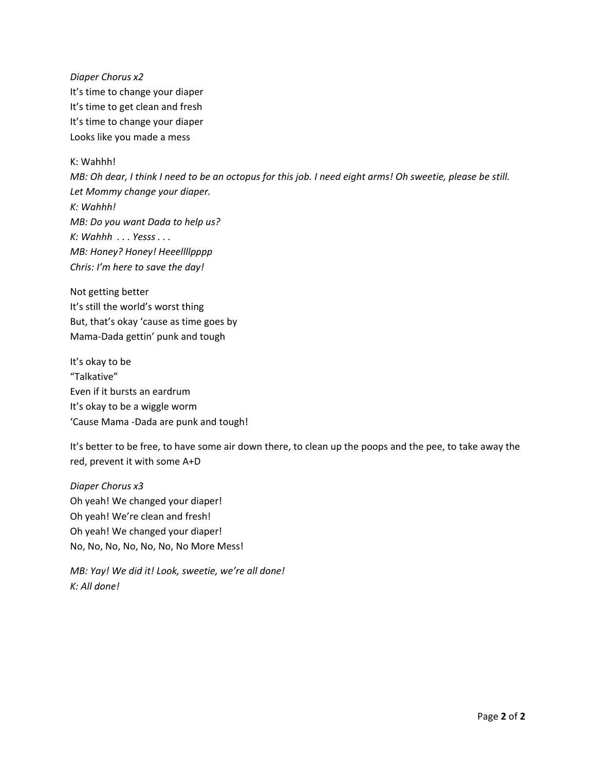*Diaper Chorus x2*
It's time to change your diaper
It's time to get clean and fresh
It's time to change your diaper
Looks like you made a mess

K: Wahhh!
*MB: Oh dear, I think I need to be an octopus for this job. I need eight arms! Oh sweetie, please be still. Let Mommy change your diaper.*
*K: Wahhh!*
*MB: Do you want Dada to help us?*
*K: Wahhh . . . Yesss . . .*
*MB: Honey? Honey! Heeellllpppp*
*Chris: I'm here to save the day!*

Not getting better
It's still the world's worst thing
But, that's okay 'cause as time goes by
Mama-Dada gettin' punk and tough

It's okay to be
"Talkative"
Even if it bursts an eardrum
It's okay to be a wiggle worm
'Cause Mama -Dada are punk and tough!

It's better to be free, to have some air down there, to clean up the poops and the pee, to take away the red, prevent it with some A+D

*Diaper Chorus x3*
Oh yeah! We changed your diaper!
Oh yeah! We're clean and fresh!
Oh yeah! We changed your diaper!
No, No, No, No, No, No, No More Mess!

*MB: Yay! We did it! Look, sweetie, we're all done!*
*K: All done!*